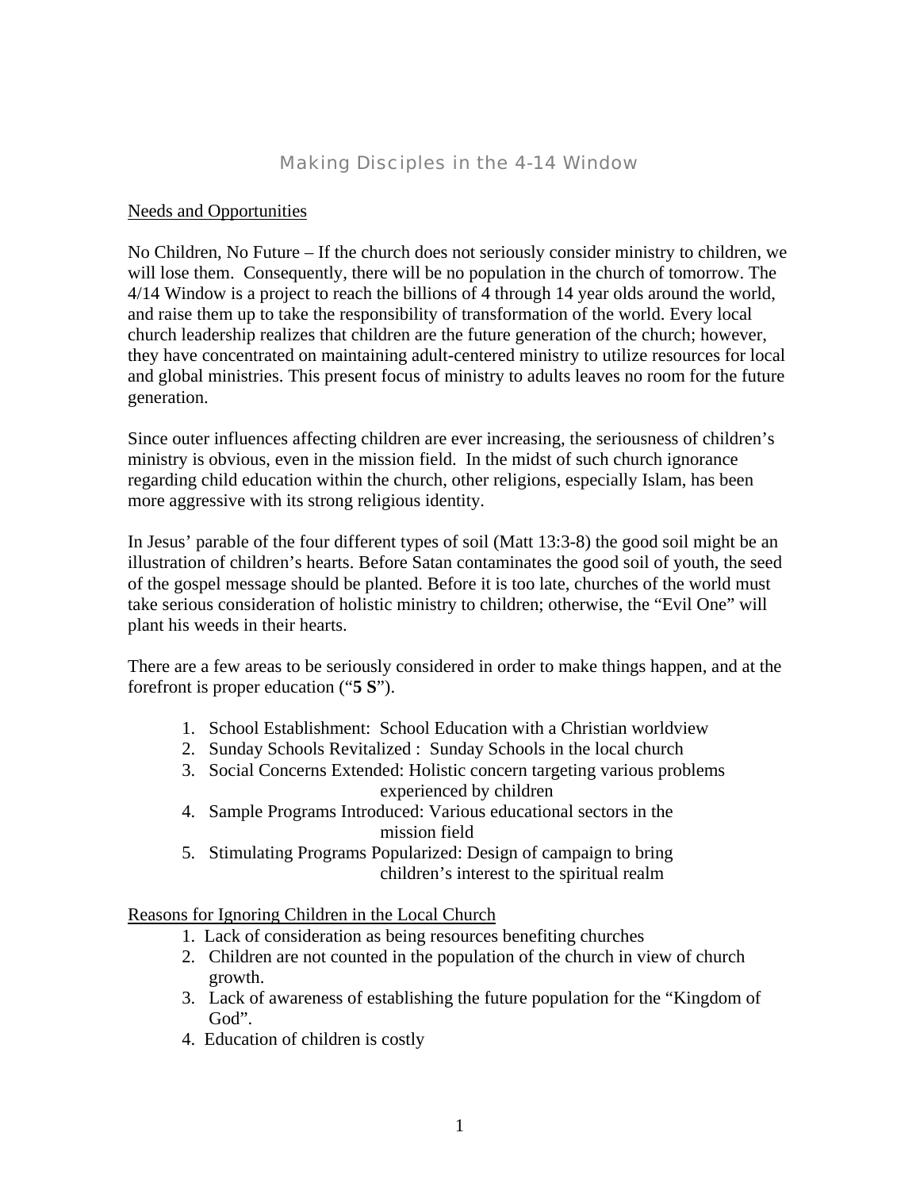# Making Disciples in the 4-14 Window

## Needs and Opportunities

No Children, No Future – If the church does not seriously consider ministry to children, we will lose them. Consequently, there will be no population in the church of tomorrow. The 4/14 Window is a project to reach the billions of 4 through 14 year olds around the world, and raise them up to take the responsibility of transformation of the world. Every local church leadership realizes that children are the future generation of the church; however, they have concentrated on maintaining adult-centered ministry to utilize resources for local and global ministries. This present focus of ministry to adults leaves no room for the future generation.

Since outer influences affecting children are ever increasing, the seriousness of children's ministry is obvious, even in the mission field. In the midst of such church ignorance regarding child education within the church, other religions, especially Islam, has been more aggressive with its strong religious identity.

In Jesus' parable of the four different types of soil (Matt 13:3-8) the good soil might be an illustration of children's hearts. Before Satan contaminates the good soil of youth, the seed of the gospel message should be planted. Before it is too late, churches of the world must take serious consideration of holistic ministry to children; otherwise, the "Evil One" will plant his weeds in their hearts.

There are a few areas to be seriously considered in order to make things happen, and at the forefront is proper education ("**5 S**").

1. School Establishment: School Education with a Christian worldview
2. Sunday Schools Revitalized : Sunday Schools in the local church
3. Social Concerns Extended: Holistic concern targeting various problems experienced by children
4. Sample Programs Introduced: Various educational sectors in the mission field
5. Stimulating Programs Popularized: Design of campaign to bring children's interest to the spiritual realm

## Reasons for Ignoring Children in the Local Church

1. Lack of consideration as being resources benefiting churches
2. Children are not counted in the population of the church in view of church growth.
3. Lack of awareness of establishing the future population for the "Kingdom of God".
4. Education of children is costly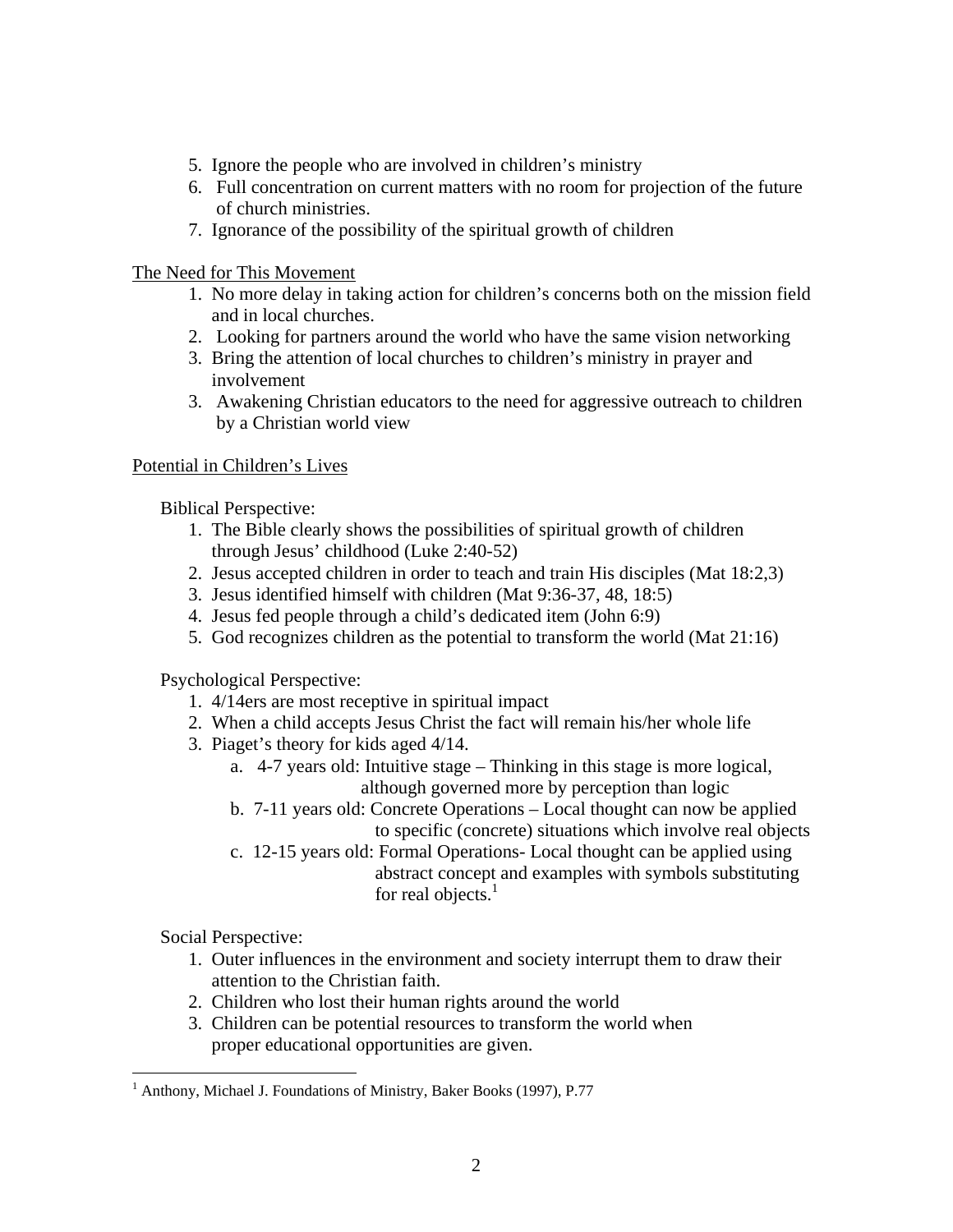5. Ignore the people who are involved in children's ministry
6. Full concentration on current matters with no room for projection of the future of church ministries.
7. Ignorance of the possibility of the spiritual growth of children

<u>The Need for This Movement</u>

1. No more delay in taking action for children's concerns both on the mission field and in local churches.
2. Looking for partners around the world who have the same vision networking
3. Bring the attention of local churches to children's ministry in prayer and involvement
3. Awakening Christian educators to the need for aggressive outreach to children by a Christian world view

<u>Potential in Children's Lives</u>

Biblical Perspective:

1. The Bible clearly shows the possibilities of spiritual growth of children through Jesus' childhood (Luke 2:40-52)
2. Jesus accepted children in order to teach and train His disciples (Mat 18:2,3)
3. Jesus identified himself with children (Mat 9:36-37, 48, 18:5)
4. Jesus fed people through a child's dedicated item (John 6:9)
5. God recognizes children as the potential to transform the world (Mat 21:16)

Psychological Perspective:

1. 4/14ers are most receptive in spiritual impact
2. When a child accepts Jesus Christ the fact will remain his/her whole life
3. Piaget's theory for kids aged 4/14.
   a. 4-7 years old: Intuitive stage – Thinking in this stage is more logical, although governed more by perception than logic
   b. 7-11 years old: Concrete Operations – Local thought can now be applied to specific (concrete) situations which involve real objects
   c. 12-15 years old: Formal Operations- Local thought can be applied using abstract concept and examples with symbols substituting for real objects.[1]

Social Perspective:

1. Outer influences in the environment and society interrupt them to draw their attention to the Christian faith.
2. Children who lost their human rights around the world
3. Children can be potential resources to transform the world when proper educational opportunities are given.

---

[1] Anthony, Michael J. Foundations of Ministry, Baker Books (1997), P.77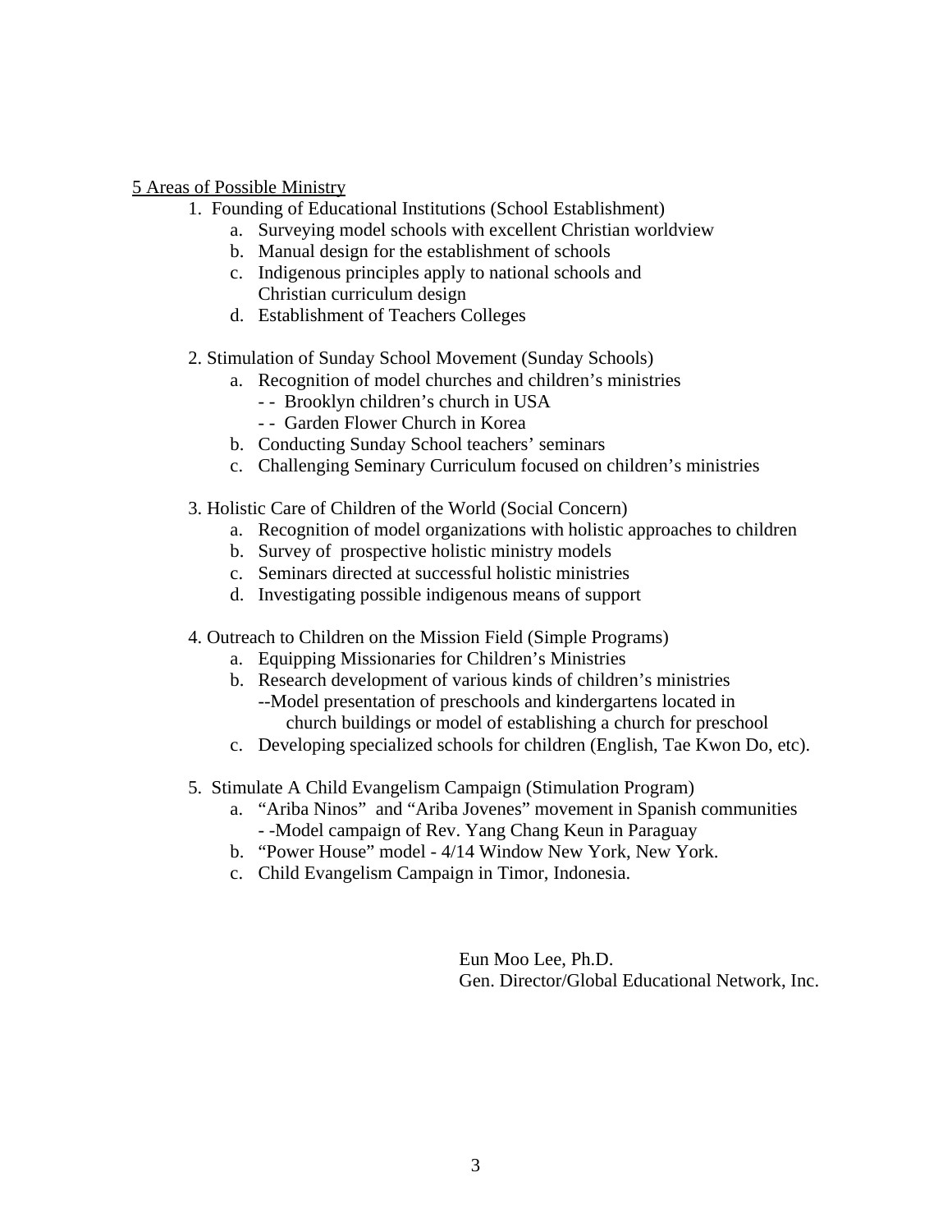<u>5 Areas of Possible Ministry</u>

1. Founding of Educational Institutions (School Establishment)
   a. Surveying model schools with excellent Christian worldview
   b. Manual design for the establishment of schools
   c. Indigenous principles apply to national schools and Christian curriculum design
   d. Establishment of Teachers Colleges

2. Stimulation of Sunday School Movement (Sunday Schools)
   a. Recognition of model churches and children's ministries
      - - Brooklyn children's church in USA
      - - Garden Flower Church in Korea
   b. Conducting Sunday School teachers' seminars
   c. Challenging Seminary Curriculum focused on children's ministries

3. Holistic Care of Children of the World (Social Concern)
   a. Recognition of model organizations with holistic approaches to children
   b. Survey of prospective holistic ministry models
   c. Seminars directed at successful holistic ministries
   d. Investigating possible indigenous means of support

4. Outreach to Children on the Mission Field (Simple Programs)
   a. Equipping Missionaries for Children's Ministries
   b. Research development of various kinds of children's ministries
      --Model presentation of preschools and kindergartens located in church buildings or model of establishing a church for preschool
   c. Developing specialized schools for children (English, Tae Kwon Do, etc).

5. Stimulate A Child Evangelism Campaign (Stimulation Program)
   a. "Ariba Ninos" and "Ariba Jovenes" movement in Spanish communities
      - -Model campaign of Rev. Yang Chang Keun in Paraguay
   b. "Power House" model - 4/14 Window New York, New York.
   c. Child Evangelism Campaign in Timor, Indonesia.

Eun Moo Lee, Ph.D.
Gen. Director/Global Educational Network, Inc.